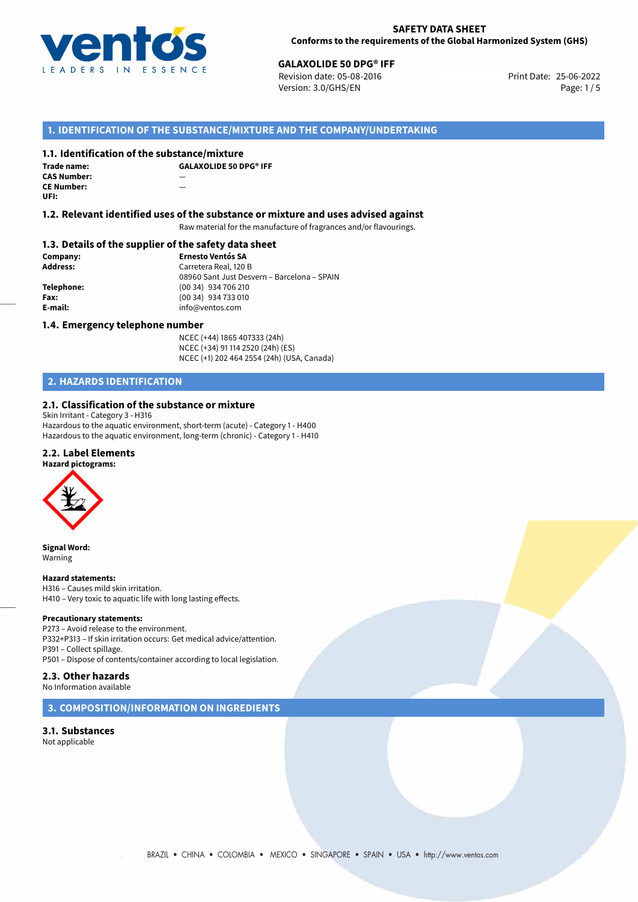**SAFETY DATA SHEET**
**Conforms to the requirements of the Global Harmonized System (GHS)**

**GALAXOLIDE 50 DPG® IFF**
Revision date: 05-08-2016
Version: 3.0/GHS/EN
Print Date: 25-06-2022

## 1. IDENTIFICATION OF THE SUBSTANCE/MIXTURE AND THE COMPANY/UNDERTAKING

### 1.1. Identification of the substance/mixture

**Trade name:** GALAXOLIDE 50 DPG® IFF
**CAS Number:** —
**CE Number:** —
**UFI:**

### 1.2. Relevant identified uses of the substance or mixture and uses advised against

Raw material for the manufacture of fragrances and/or flavourings.

### 1.3. Details of the supplier of the safety data sheet

**Company:** Ernesto Ventós SA
**Address:** Carretera Real, 120 B
08960 Sant Just Desvern – Barcelona – SPAIN
**Telephone:** (00 34) 934 706 210
**Fax:** (00 34) 934 733 010
**E-mail:** info@ventos.com

### 1.4. Emergency telephone number

NCEC (+44) 1865 407333 (24h)
NCEC (+34) 91 114 2520 (24h) (ES)
NCEC (+1) 202 464 2554 (24h) (USA, Canada)

## 2. HAZARDS IDENTIFICATION

### 2.1. Classification of the substance or mixture

Skin Irritant - Category 3 - H316
Hazardous to the aquatic environment, short-term (acute) - Category 1 - H400
Hazardous to the aquatic environment, long-term (chronic) - Category 1 - H410

### 2.2. Label Elements

**Hazard pictograms:**

**Signal Word:**
Warning

**Hazard statements:**
H316 – Causes mild skin irritation.
H410 – Very toxic to aquatic life with long lasting effects.

**Precautionary statements:**
P273 – Avoid release to the environment.
P332+P313 – If skin irritation occurs: Get medical advice/attention.
P391 – Collect spillage.
P501 – Dispose of contents/container according to local legislation.

### 2.3. Other hazards

No Information available

## 3. COMPOSITION/INFORMATION ON INGREDIENTS

### 3.1. Substances

Not applicable

BRAZIL • CHINA • COLOMBIA • MEXICO • SINGAPORE • SPAIN • USA • http://www.ventos.com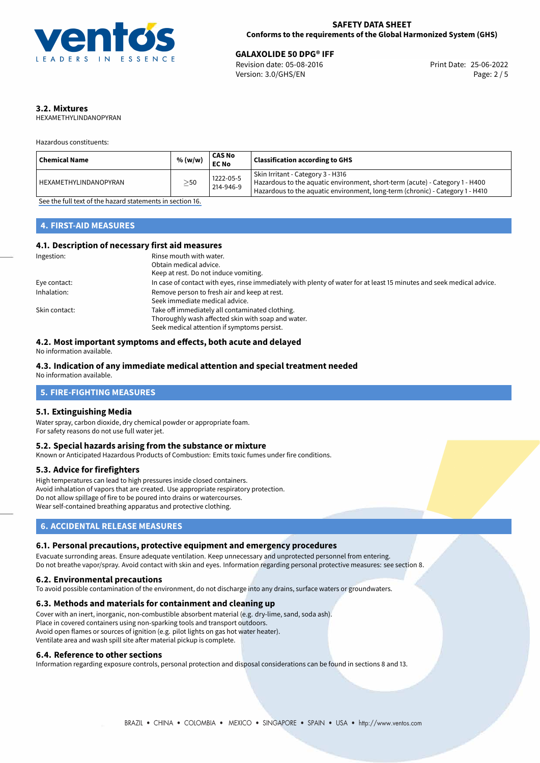### 3.2. Mixtures

HEXAMETHYLINDANOPYRAN

Hazardous constituents:

| Chemical Name | % (w/w) | CAS No EC No | Classification according to GHS |
|---|---|---|---|
| HEXAMETHYLINDANOPYRAN | $\geq$50 | 1222-05-5 214-946-9 | Skin Irritant - Category 3 - H316 Hazardous to the aquatic environment, short-term (acute) - Category 1 - H400 Hazardous to the aquatic environment, long-term (chronic) - Category 1 - H410 |

See the full text of the hazard statements in section 16.

## 4. FIRST-AID MEASURES

### 4.1. Description of necessary first aid measures

Ingestion:
Rinse mouth with water.
Obtain medical advice.
Keep at rest. Do not induce vomiting.

Eye contact:
In case of contact with eyes, rinse immediately with plenty of water for at least 15 minutes and seek medical advice.

Inhalation:
Remove person to fresh air and keep at rest.
Seek immediate medical advice.

Skin contact:
Take off immediately all contaminated clothing.
Thoroughly wash affected skin with soap and water.
Seek medical attention if symptoms persist.

### 4.2. Most important symptoms and effects, both acute and delayed

No information available.

### 4.3. Indication of any immediate medical attention and special treatment needed

No information available.

## 5. FIRE-FIGHTING MEASURES

### 5.1. Extinguishing Media

Water spray, carbon dioxide, dry chemical powder or appropriate foam.
For safety reasons do not use full water jet.

### 5.2. Special hazards arising from the substance or mixture

Known or Anticipated Hazardous Products of Combustion: Emits toxic fumes under fire conditions.

### 5.3. Advice for firefighters

High temperatures can lead to high pressures inside closed containers.
Avoid inhalation of vapors that are created. Use appropriate respiratory protection.
Do not allow spillage of fire to be poured into drains or watercourses.
Wear self-contained breathing apparatus and protective clothing.

## 6. ACCIDENTAL RELEASE MEASURES

### 6.1. Personal precautions, protective equipment and emergency procedures

Evacuate surronding areas. Ensure adequate ventilation. Keep unnecessary and unprotected personnel from entering.
Do not breathe vapor/spray. Avoid contact with skin and eyes. Information regarding personal protective measures: see section 8.

### 6.2. Environmental precautions

To avoid possible contamination of the environment, do not discharge into any drains, surface waters or groundwaters.

### 6.3. Methods and materials for containment and cleaning up

Cover with an inert, inorganic, non-combustible absorbent material (e.g. dry-lime, sand, soda ash).
Place in covered containers using non-sparking tools and transport outdoors.
Avoid open flames or sources of ignition (e.g. pilot lights on gas hot water heater).
Ventilate area and wash spill site after material pickup is complete.

### 6.4. Reference to other sections

Information regarding exposure controls, personal protection and disposal considerations can be found in sections 8 and 13.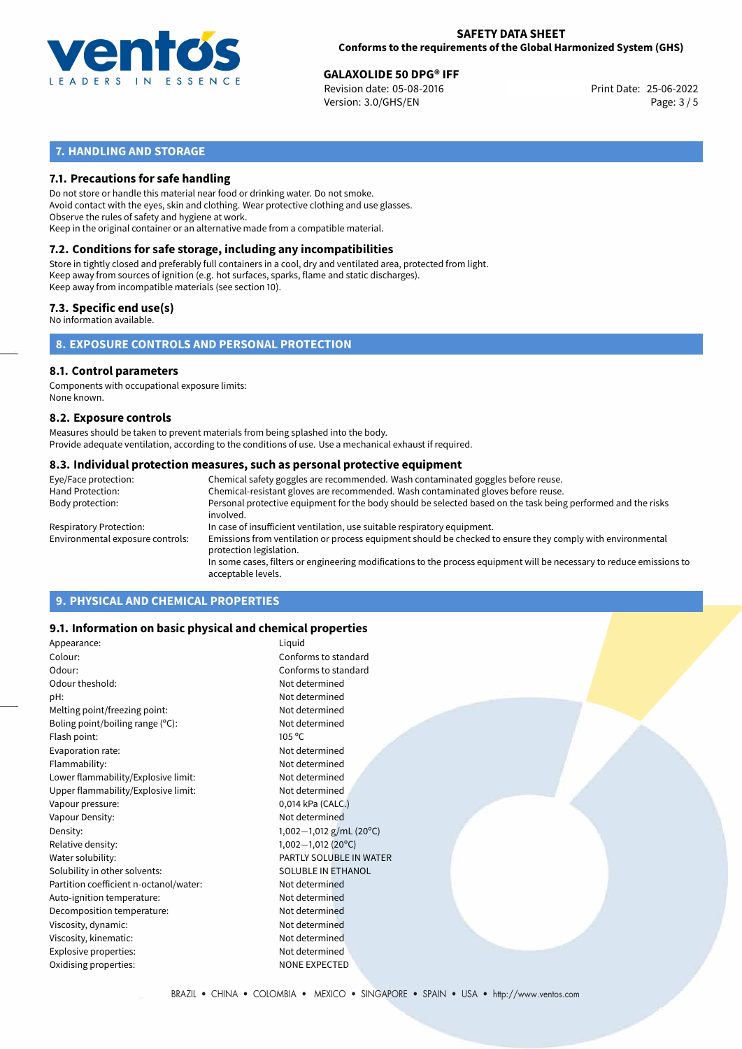## 7. HANDLING AND STORAGE

### 7.1. Precautions for safe handling

Do not store or handle this material near food or drinking water. Do not smoke.
Avoid contact with the eyes, skin and clothing. Wear protective clothing and use glasses.
Observe the rules of safety and hygiene at work.
Keep in the original container or an alternative made from a compatible material.

### 7.2. Conditions for safe storage, including any incompatibilities

Store in tightly closed and preferably full containers in a cool, dry and ventilated area, protected from light.
Keep away from sources of ignition (e.g. hot surfaces, sparks, flame and static discharges).
Keep away from incompatible materials (see section 10).

### 7.3. Specific end use(s)

No information available.

## 8. EXPOSURE CONTROLS AND PERSONAL PROTECTION

### 8.1. Control parameters

Components with occupational exposure limits:
None known.

### 8.2. Exposure controls

Measures should be taken to prevent materials from being splashed into the body.
Provide adequate ventilation, according to the conditions of use. Use a mechanical exhaust if required.

### 8.3. Individual protection measures, such as personal protective equipment

| | |
|---|---|
| Eye/Face protection: | Chemical safety goggles are recommended. Wash contaminated goggles before reuse. |
| Hand Protection: | Chemical-resistant gloves are recommended. Wash contaminated gloves before reuse. |
| Body protection: | Personal protective equipment for the body should be selected based on the task being performed and the risks involved. |
| Respiratory Protection: | In case of insufficient ventilation, use suitable respiratory equipment. |
| Environmental exposure controls: | Emissions from ventilation or process equipment should be checked to ensure they comply with environmental protection legislation. In some cases, filters or engineering modifications to the process equipment will be necessary to reduce emissions to acceptable levels. |

## 9. PHYSICAL AND CHEMICAL PROPERTIES

### 9.1. Information on basic physical and chemical properties

| | |
|---|---|
| Appearance: | Liquid |
| Colour: | Conforms to standard |
| Odour: | Conforms to standard |
| Odour theshold: | Not determined |
| pH: | Not determined |
| Melting point/freezing point: | Not determined |
| Boling point/boiling range (°C): | Not determined |
| Flash point: | 105 °C |
| Evaporation rate: | Not determined |
| Flammability: | Not determined |
| Lower flammability/Explosive limit: | Not determined |
| Upper flammability/Explosive limit: | Not determined |
| Vapour pressure: | 0,014 kPa (CALC.) |
| Vapour Density: | Not determined |
| Density: | 1,002—1,012 g/mL (20°C) |
| Relative density: | 1,002—1,012 (20°C) |
| Water solubility: | PARTLY SOLUBLE IN WATER |
| Solubility in other solvents: | SOLUBLE IN ETHANOL |
| Partition coefficient n-octanol/water: | Not determined |
| Auto-ignition temperature: | Not determined |
| Decomposition temperature: | Not determined |
| Viscosity, dynamic: | Not determined |
| Viscosity, kinematic: | Not determined |
| Explosive properties: | Not determined |
| Oxidising properties: | NONE EXPECTED |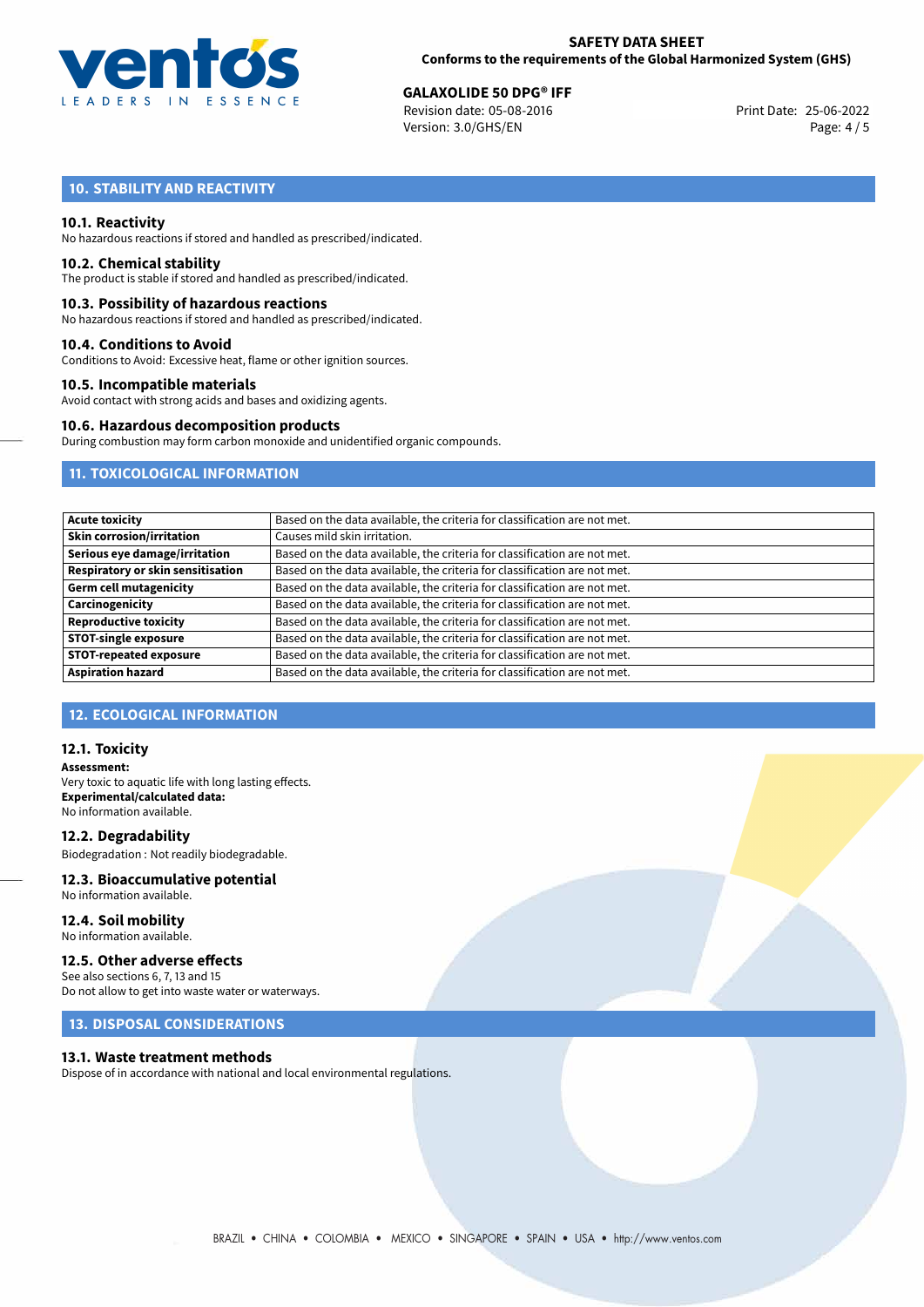## 10. STABILITY AND REACTIVITY

### 10.1. Reactivity

No hazardous reactions if stored and handled as prescribed/indicated.

### 10.2. Chemical stability

The product is stable if stored and handled as prescribed/indicated.

### 10.3. Possibility of hazardous reactions

No hazardous reactions if stored and handled as prescribed/indicated.

### 10.4. Conditions to Avoid

Conditions to Avoid: Excessive heat, flame or other ignition sources.

### 10.5. Incompatible materials

Avoid contact with strong acids and bases and oxidizing agents.

### 10.6. Hazardous decomposition products

During combustion may form carbon monoxide and unidentified organic compounds.

## 11. TOXICOLOGICAL INFORMATION

| | |
|---|---|
| **Acute toxicity** | Based on the data available, the criteria for classification are not met. |
| **Skin corrosion/irritation** | Causes mild skin irritation. |
| **Serious eye damage/irritation** | Based on the data available, the criteria for classification are not met. |
| **Respiratory or skin sensitisation** | Based on the data available, the criteria for classification are not met. |
| **Germ cell mutagenicity** | Based on the data available, the criteria for classification are not met. |
| **Carcinogenicity** | Based on the data available, the criteria for classification are not met. |
| **Reproductive toxicity** | Based on the data available, the criteria for classification are not met. |
| **STOT-single exposure** | Based on the data available, the criteria for classification are not met. |
| **STOT-repeated exposure** | Based on the data available, the criteria for classification are not met. |
| **Aspiration hazard** | Based on the data available, the criteria for classification are not met. |

## 12. ECOLOGICAL INFORMATION

### 12.1. Toxicity

**Assessment:**
Very toxic to aquatic life with long lasting effects.
**Experimental/calculated data:**
No information available.

### 12.2. Degradability

Biodegradation : Not readily biodegradable.

### 12.3. Bioaccumulative potential

No information available.

### 12.4. Soil mobility

No information available.

### 12.5. Other adverse effects

See also sections 6, 7, 13 and 15
Do not allow to get into waste water or waterways.

## 13. DISPOSAL CONSIDERATIONS

### 13.1. Waste treatment methods

Dispose of in accordance with national and local environmental regulations.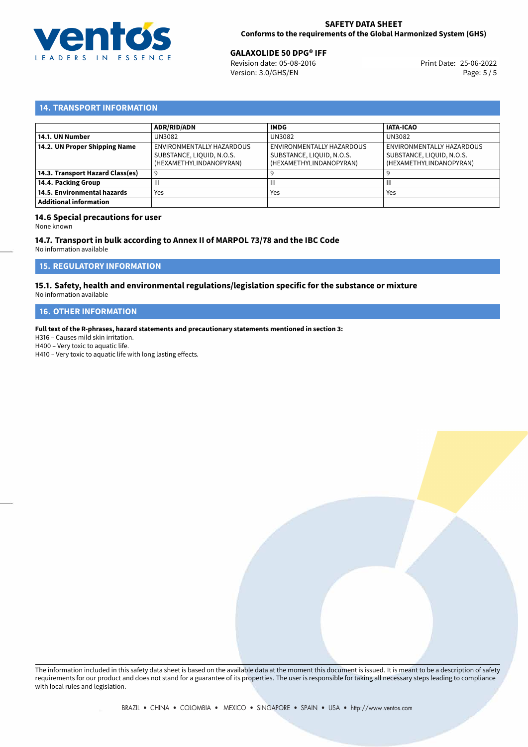## 14. TRANSPORT INFORMATION

| | ADR/RID/ADN | IMDG | IATA-ICAO |
|---|---|---|---|
| **14.1. UN Number** | UN3082 | UN3082 | UN3082 |
| **14.2. UN Proper Shipping Name** | ENVIRONMENTALLY HAZARDOUS SUBSTANCE, LIQUID, N.O.S. (HEXAMETHYLINDANOPYRAN) | ENVIRONMENTALLY HAZARDOUS SUBSTANCE, LIQUID, N.O.S. (HEXAMETHYLINDANOPYRAN) | ENVIRONMENTALLY HAZARDOUS SUBSTANCE, LIQUID, N.O.S. (HEXAMETHYLINDANOPYRAN) |
| **14.3. Transport Hazard Class(es)** | 9 | 9 | 9 |
| **14.4. Packing Group** | III | III | III |
| **14.5. Environmental hazards** | Yes | Yes | Yes |
| **Additional information** | | | |

### 14.6 Special precautions for user

None known

### 14.7. Transport in bulk according to Annex II of MARPOL 73/78 and the IBC Code

No information available

## 15. REGULATORY INFORMATION

### 15.1. Safety, health and environmental regulations/legislation specific for the substance or mixture

No information available

## 16. OTHER INFORMATION

**Full text of the R-phrases, hazard statements and precautionary statements mentioned in section 3:**

H316 – Causes mild skin irritation.
H400 – Very toxic to aquatic life.
H410 – Very toxic to aquatic life with long lasting effects.

The information included in this safety data sheet is based on the available data at the moment this document is issued. It is meant to be a description of safety requirements for our product and does not stand for a guarantee of its properties. The user is responsible for taking all necessary steps leading to compliance with local rules and legislation.